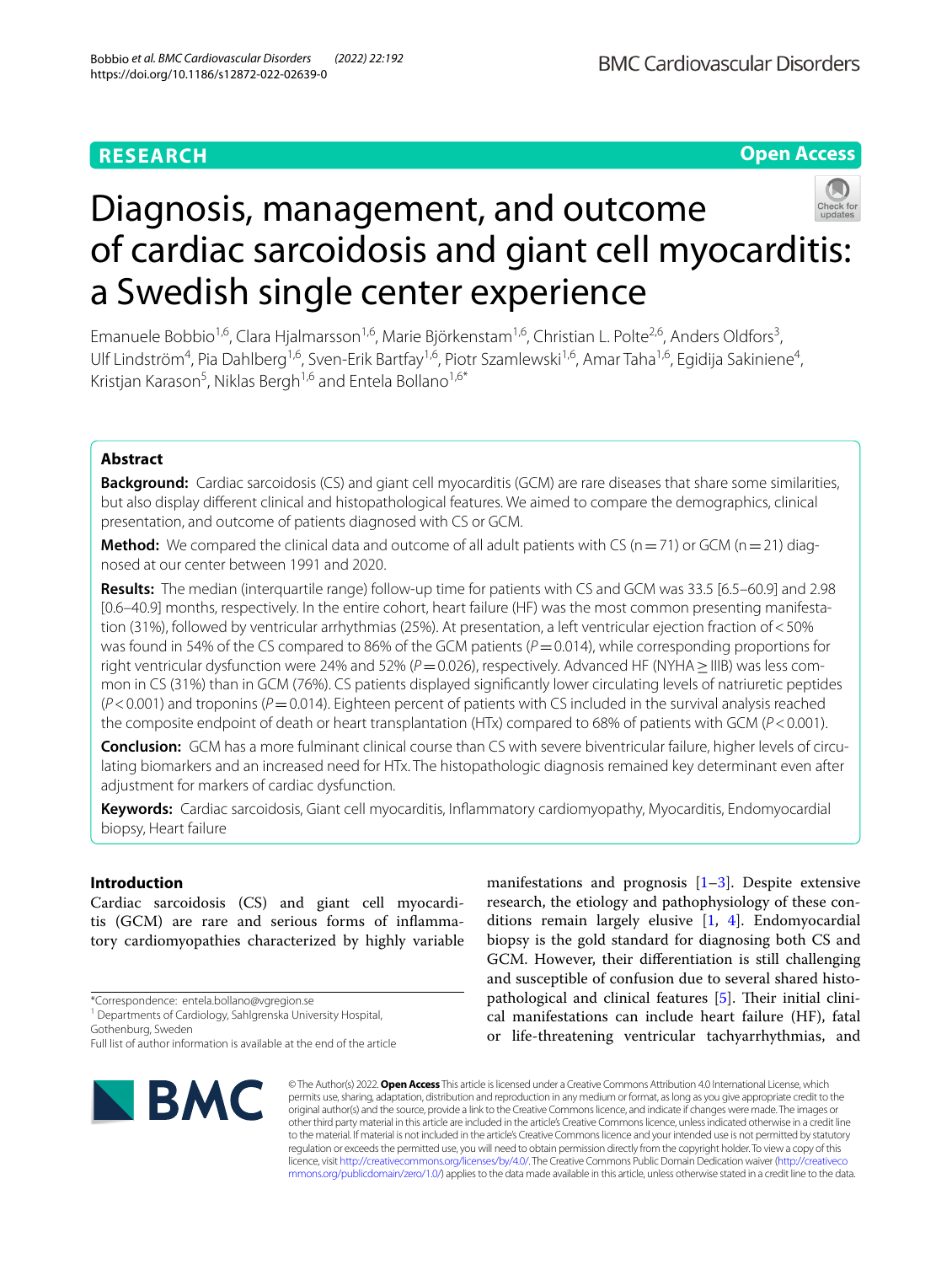**RESEARCH**

**Open Access**

# Diagnosis, management, and outcome of cardiac sarcoidosis and giant cell myocarditis: a Swedish single center experience

Emanuele Bobbio[1,6], Clara Hjalmarsson[1,6], Marie Björkenstam[1,6], Christian L. Polte[2,6], Anders Oldfors[3], Ulf Lindström[4], Pia Dahlberg[1,6], Sven-Erik Bartfay[1,6], Piotr Szamlewski[1,6], Amar Taha[1,6], Egidija Sakiniene[4], Kristjan Karason[5], Niklas Bergh[1,6] and Entela Bollano[1,6*]

## Abstract

**Background:** Cardiac sarcoidosis (CS) and giant cell myocarditis (GCM) are rare diseases that share some similarities, but also display different clinical and histopathological features. We aimed to compare the demographics, clinical presentation, and outcome of patients diagnosed with CS or GCM.

**Method:** We compared the clinical data and outcome of all adult patients with CS (n = 71) or GCM (n = 21) diagnosed at our center between 1991 and 2020.

**Results:** The median (interquartile range) follow-up time for patients with CS and GCM was 33.5 [6.5–60.9] and 2.98 [0.6–40.9] months, respectively. In the entire cohort, heart failure (HF) was the most common presenting manifestation (31%), followed by ventricular arrhythmias (25%). At presentation, a left ventricular ejection fraction of < 50% was found in 54% of the CS compared to 86% of the GCM patients ($P = 0.014$), while corresponding proportions for right ventricular dysfunction were 24% and 52% ($P = 0.026$), respectively. Advanced HF (NYHA ≥ IIIB) was less common in CS (31%) than in GCM (76%). CS patients displayed significantly lower circulating levels of natriuretic peptides ($P < 0.001$) and troponins ($P = 0.014$). Eighteen percent of patients with CS included in the survival analysis reached the composite endpoint of death or heart transplantation (HTx) compared to 68% of patients with GCM ($P < 0.001$).

**Conclusion:** GCM has a more fulminant clinical course than CS with severe biventricular failure, higher levels of circulating biomarkers and an increased need for HTx. The histopathologic diagnosis remained key determinant even after adjustment for markers of cardiac dysfunction.

**Keywords:** Cardiac sarcoidosis, Giant cell myocarditis, Inflammatory cardiomyopathy, Myocarditis, Endomyocardial biopsy, Heart failure

## Introduction

Cardiac sarcoidosis (CS) and giant cell myocarditis (GCM) are rare and serious forms of inflammatory cardiomyopathies characterized by highly variable manifestations and prognosis [1–3]. Despite extensive research, the etiology and pathophysiology of these conditions remain largely elusive [1, 4]. Endomyocardial biopsy is the gold standard for diagnosing both CS and GCM. However, their differentiation is still challenging and susceptible of confusion due to several shared histopathological features [5]. Their initial clinical manifestations can include heart failure (HF), fatal or life-threatening ventricular tachyarrhythmias, and

*Correspondence: entela.bollano@vgregion.se
[1] Departments of Cardiology, Sahlgrenska University Hospital, Gothenburg, Sweden
Full list of author information is available at the end of the article

© The Author(s) 2022. **Open Access** This article is licensed under a Creative Commons Attribution 4.0 International License, which permits use, sharing, adaptation, distribution and reproduction in any medium or format, as long as you give appropriate credit to the original author(s) and the source, provide a link to the Creative Commons licence, and indicate if changes were made. The images or other third party material in this article are included in the article's Creative Commons licence, unless indicated otherwise in a credit line to the material. If material is not included in the article's Creative Commons licence and your intended use is not permitted by statutory regulation or exceeds the permitted use, you will need to obtain permission directly from the copyright holder. To view a copy of this licence, visit http://creativecommons.org/licenses/by/4.0/. The Creative Commons Public Domain Dedication waiver (http://creativecommons.org/publicdomain/zero/1.0/) applies to the data made available in this article, unless otherwise stated in a credit line to the data.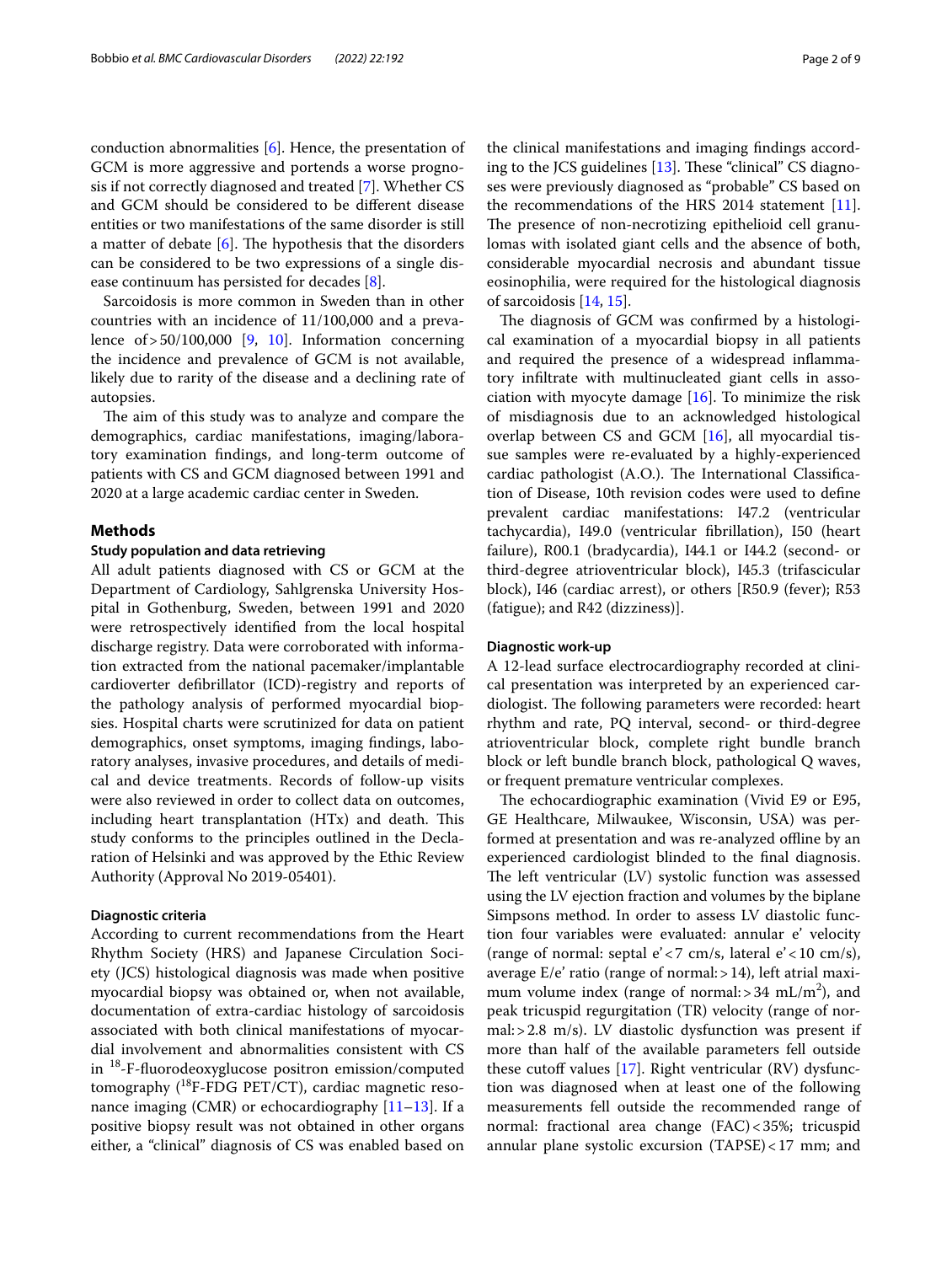conduction abnormalities [6]. Hence, the presentation of GCM is more aggressive and portends a worse prognosis if not correctly diagnosed and treated [7]. Whether CS and GCM should be considered to be different disease entities or two manifestations of the same disorder is still a matter of debate [6]. The hypothesis that the disorders can be considered to be two expressions of a single disease continuum has persisted for decades [8].

Sarcoidosis is more common in Sweden than in other countries with an incidence of 11/100,000 and a prevalence of > 50/100,000 [9, 10]. Information concerning the incidence and prevalence of GCM is not available, likely due to rarity of the disease and a declining rate of autopsies.

The aim of this study was to analyze and compare the demographics, cardiac manifestations, imaging/laboratory examination findings, and long-term outcome of patients with CS and GCM diagnosed between 1991 and 2020 at a large academic cardiac center in Sweden.

## Methods

### Study population and data retrieving

All adult patients diagnosed with CS or GCM at the Department of Cardiology, Sahlgrenska University Hospital in Gothenburg, Sweden, between 1991 and 2020 were retrospectively identified from the local hospital discharge registry. Data were corroborated with information extracted from the national pacemaker/implantable cardioverter defibrillator (ICD)-registry and reports of the pathology analysis of performed myocardial biopsies. Hospital charts were scrutinized for data on patient demographics, onset symptoms, imaging findings, laboratory analyses, invasive procedures, and details of medical and device treatments. Records of follow-up visits were also reviewed in order to collect data on outcomes, including heart transplantation (HTx) and death. This study conforms to the principles outlined in the Declaration of Helsinki and was approved by the Ethic Review Authority (Approval No 2019-05401).

### Diagnostic criteria

According to current recommendations from the Heart Rhythm Society (HRS) and Japanese Circulation Society (JCS) histological diagnosis was made when positive myocardial biopsy was obtained or, when not available, documentation of extra-cardiac histology of sarcoidosis associated with both clinical manifestations of myocardial involvement and abnormalities consistent with CS in $^{18}$-F-fluorodeoxyglucose positron emission/computed tomography ($^{18}$F-FDG PET/CT), cardiac magnetic resonance imaging (CMR) or echocardiography [11–13]. If a positive biopsy result was not obtained in other organs either, a "clinical" diagnosis of CS was enabled based on the clinical manifestations and imaging findings according to the JCS guidelines [13]. These "clinical" CS diagnoses were previously diagnosed as "probable" CS based on the recommendations of the HRS 2014 statement [11]. The presence of non-necrotizing epithelioid cell granulomas with isolated giant cells and the absence of both, considerable myocardial necrosis and abundant tissue eosinophilia, were required for the histological diagnosis of sarcoidosis [14, 15].

The diagnosis of GCM was confirmed by a histological examination of a myocardial biopsy in all patients and required the presence of a widespread inflammatory infiltrate with multinucleated giant cells in association with myocyte damage [16]. To minimize the risk of misdiagnosis due to an acknowledged histological overlap between CS and GCM [16], all myocardial tissue samples were re-evaluated by a highly-experienced cardiac pathologist (A.O.). The International Classification of Disease, 10th revision codes were used to define prevalent cardiac manifestations: I47.2 (ventricular tachycardia), I49.0 (ventricular fibrillation), I50 (heart failure), R00.1 (bradycardia), I44.1 or I44.2 (second- or third-degree atrioventricular block), I45.3 (trifascicular block), I46 (cardiac arrest), or others [R50.9 (fever); R53 (fatigue); and R42 (dizziness)].

### Diagnostic work-up

A 12-lead surface electrocardiography recorded at clinical presentation was interpreted by an experienced cardiologist. The following parameters were recorded: heart rhythm and rate, PQ interval, second- or third-degree atrioventricular block, complete right bundle branch block or left bundle branch block, pathological Q waves, or frequent premature ventricular complexes.

The echocardiographic examination (Vivid E9 or E95, GE Healthcare, Milwaukee, Wisconsin, USA) was performed at presentation and was re-analyzed offline by an experienced cardiologist blinded to the final diagnosis. The left ventricular (LV) systolic function was assessed using the LV ejection fraction and volumes by the biplane Simpsons method. In order to assess LV diastolic function four variables were evaluated: annular e' velocity (range of normal: septal e' < 7 cm/s, lateral e' < 10 cm/s), average E/e' ratio (range of normal: > 14), left atrial maximum volume index (range of normal: > 34 mL/m$^2$), and peak tricuspid regurgitation (TR) velocity (range of normal: > 2.8 m/s). LV diastolic dysfunction was present if more than half of the available parameters fell outside these cutoff values [17]. Right ventricular (RV) dysfunction was diagnosed when at least one of the following measurements fell outside the recommended range of normal: fractional area change (FAC) < 35%; tricuspid annular plane systolic excursion (TAPSE) < 17 mm; and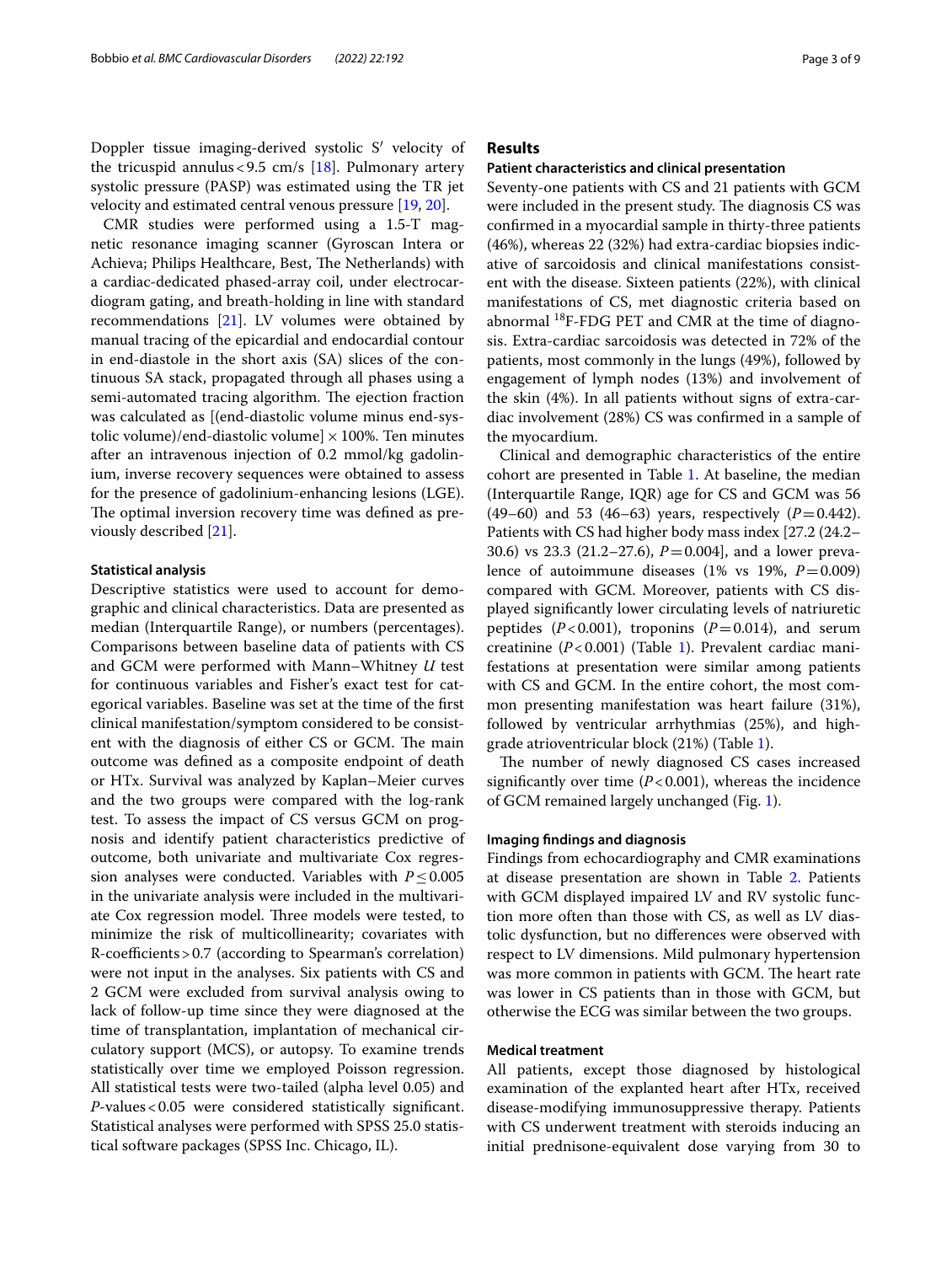Doppler tissue imaging-derived systolic S′ velocity of the tricuspid annulus < 9.5 cm/s [18]. Pulmonary artery systolic pressure (PASP) was estimated using the TR jet velocity and estimated central venous pressure [19, 20].

CMR studies were performed using a 1.5-T magnetic resonance imaging scanner (Gyroscan Intera or Achieva; Philips Healthcare, Best, The Netherlands) with a cardiac-dedicated phased-array coil, under electrocardiogram gating, and breath-holding in line with standard recommendations [21]. LV volumes were obtained by manual tracing of the epicardial and endocardial contour in end-diastole in the short axis (SA) slices of the continuous SA stack, propagated through all phases using a semi-automated tracing algorithm. The ejection fraction was calculated as [(end-diastolic volume minus end-systolic volume)/end-diastolic volume] × 100%. Ten minutes after an intravenous injection of 0.2 mmol/kg gadolinium, inverse recovery sequences were obtained to assess for the presence of gadolinium-enhancing lesions (LGE). The optimal inversion recovery time was defined as previously described [21].

### Statistical analysis

Descriptive statistics were used to account for demographic and clinical characteristics. Data are presented as median (Interquartile Range), or numbers (percentages). Comparisons between baseline data of patients with CS and GCM were performed with Mann–Whitney *U* test for continuous variables and Fisher's exact test for categorical variables. Baseline was set at the time of the first clinical manifestation/symptom considered to be consistent with the diagnosis of either CS or GCM. The main outcome was defined as a composite endpoint of death or HTx. Survival was analyzed by Kaplan–Meier curves and the two groups were compared with the log-rank test. To assess the impact of CS versus GCM on prognosis and identify patient characteristics predictive of outcome, both univariate and multivariate Cox regression analyses were conducted. Variables with $P \leq 0.005$ in the univariate analysis were included in the multivariate Cox regression model. Three models were tested, to minimize the risk of multicollinearity; covariates with R-coefficients > 0.7 (according to Spearman's correlation) were not input in the analyses. Six patients with CS and 2 GCM were excluded from survival analysis owing to lack of follow-up time since they were diagnosed at the time of transplantation, implantation of mechanical circulatory support (MCS), or autopsy. To examine trends statistically over time we employed Poisson regression. All statistical tests were two-tailed (alpha level 0.05) and *P*-values < 0.05 were considered statistically significant. Statistical analyses were performed with SPSS 25.0 statistical software packages (SPSS Inc. Chicago, IL).

## Results

### Patient characteristics and clinical presentation

Seventy-one patients with CS and 21 patients with GCM were included in the present study. The diagnosis CS was confirmed in a myocardial sample in thirty-three patients (46%), whereas 22 (32%) had extra-cardiac biopsies indicative of sarcoidosis and clinical manifestations consistent with the disease. Sixteen patients (22%), with clinical manifestations of CS, met diagnostic criteria based on abnormal $^{18}$F-FDG PET and CMR at the time of diagnosis. Extra-cardiac sarcoidosis was detected in 72% of the patients, most commonly in the lungs (49%), followed by engagement of lymph nodes (13%) and involvement of the skin (4%). In all patients without signs of extra-cardiac involvement (28%) CS was confirmed in a sample of the myocardium.

Clinical and demographic characteristics of the entire cohort are presented in Table 1. At baseline, the median (Interquartile Range, IQR) age for CS and GCM was 56 (49–60) and 53 (46–63) years, respectively ($P = 0.442$). Patients with CS had higher body mass index [27.2 (24.2–30.6) vs 23.3 (21.2–27.6), $P = 0.004$], and a lower prevalence of autoimmune diseases (1% vs 19%, $P = 0.009$) compared with GCM. Moreover, patients with CS displayed significantly lower circulating levels of natriuretic peptides ($P < 0.001$), troponins ($P = 0.014$), and serum creatinine ($P < 0.001$) (Table 1). Prevalent cardiac manifestations at presentation were similar among patients with CS and GCM. In the entire cohort, the most common presenting manifestation was heart failure (31%), followed by ventricular arrhythmias (25%), and high-grade atrioventricular block (21%) (Table 1).

The number of newly diagnosed CS cases increased significantly over time ($P < 0.001$), whereas the incidence of GCM remained largely unchanged (Fig. 1).

### Imaging findings and diagnosis

Findings from echocardiography and CMR examinations at disease presentation are shown in Table 2. Patients with GCM displayed impaired LV and RV systolic function more often than those with CS, as well as LV diastolic dysfunction, but no differences were observed with respect to LV dimensions. Mild pulmonary hypertension was more common in patients with GCM. The heart rate was lower in CS patients than in those with GCM, but otherwise the ECG was similar between the two groups.

### Medical treatment

All patients, except those diagnosed by histological examination of the explanted heart after HTx, received disease-modifying immunosuppressive therapy. Patients with CS underwent treatment with steroids inducing an initial prednisone-equivalent dose varying from 30 to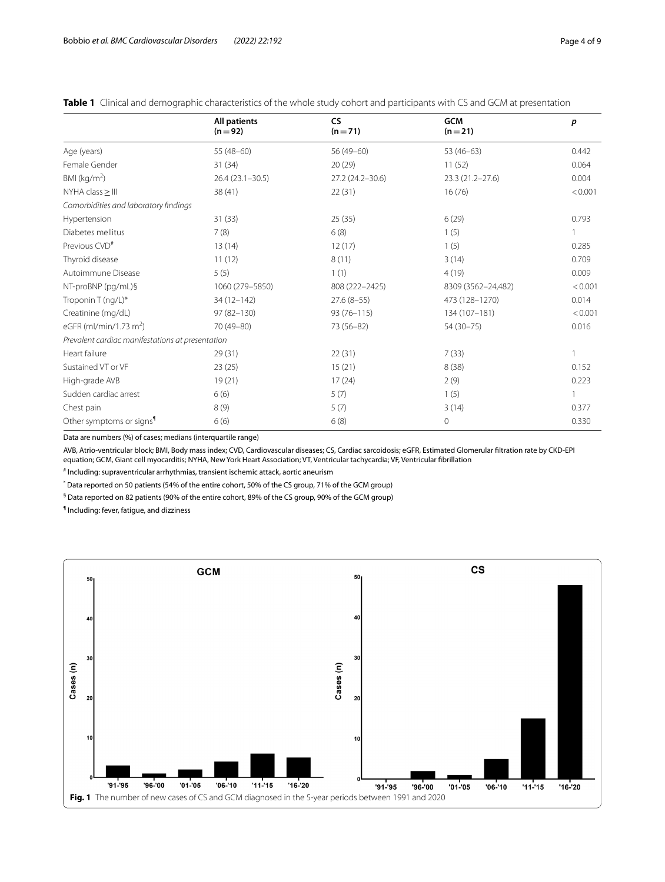**Table 1** Clinical and demographic characteristics of the whole study cohort and participants with CS and GCM at presentation

| | All patients (n = 92) | CS (n = 71) | GCM (n = 21) | *p* |
|---|---|---|---|---|
| Age (years) | 55 (48–60) | 56 (49–60) | 53 (46–63) | 0.442 |
| Female Gender | 31 (34) | 20 (29) | 11 (52) | 0.064 |
| BMI (kg/m$^2$) | 26.4 (23.1–30.5) | 27.2 (24.2–30.6) | 23.3 (21.2–27.6) | 0.004 |
| NYHA class ≥ III | 38 (41) | 22 (31) | 16 (76) | < 0.001 |
| *Comorbidities and laboratory findings* | | | | |
| Hypertension | 31 (33) | 25 (35) | 6 (29) | 0.793 |
| Diabetes mellitus | 7 (8) | 6 (8) | 1 (5) | 1 |
| Previous CVD[#] | 13 (14) | 12 (17) | 1 (5) | 0.285 |
| Thyroid disease | 11 (12) | 8 (11) | 3 (14) | 0.709 |
| Autoimmune Disease | 5 (5) | 1 (1) | 4 (19) | 0.009 |
| NT-proBNP (pg/mL)§ | 1060 (279–5850) | 808 (222–2425) | 8309 (3562–24,482) | < 0.001 |
| Troponin T (ng/L)* | 34 (12–142) | 27.6 (8–55) | 473 (128–1270) | 0.014 |
| Creatinine (mg/dL) | 97 (82–130) | 93 (76–115) | 134 (107–181) | < 0.001 |
| eGFR (ml/min/1.73 m$^2$) | 70 (49–80) | 73 (56–82) | 54 (30–75) | 0.016 |
| *Prevalent cardiac manifestations at presentation* | | | | |
| Heart failure | 29 (31) | 22 (31) | 7 (33) | 1 |
| Sustained VT or VF | 23 (25) | 15 (21) | 8 (38) | 0.152 |
| High-grade AVB | 19 (21) | 17 (24) | 2 (9) | 0.223 |
| Sudden cardiac arrest | 6 (6) | 5 (7) | 1 (5) | 1 |
| Chest pain | 8 (9) | 5 (7) | 3 (14) | 0.377 |
| Other symptoms or signs[¶] | 6 (6) | 6 (8) | 0 | 0.330 |

Data are numbers (%) of cases; medians (interquartile range)

AVB, Atrio-ventricular block; BMI, Body mass index; CVD, Cardiovascular diseases; CS, Cardiac sarcoidosis; eGFR, Estimated Glomerular filtration rate by CKD-EPI equation; GCM, Giant cell myocarditis; NYHA, New York Heart Association; VT, Ventricular tachycardia; VF, Ventricular fibrillation

[#] Including: supraventricular arrhythmias, transient ischemic attack, aortic aneurism

[*] Data reported on 50 patients (54% of the entire cohort, 50% of the CS group, 71% of the GCM group)

[§] Data reported on 82 patients (90% of the entire cohort, 89% of the CS group, 90% of the GCM group)

[¶] Including: fever, fatigue, and dizziness

**Fig. 1** The number of new cases of CS and GCM diagnosed in the 5-year periods between 1991 and 2020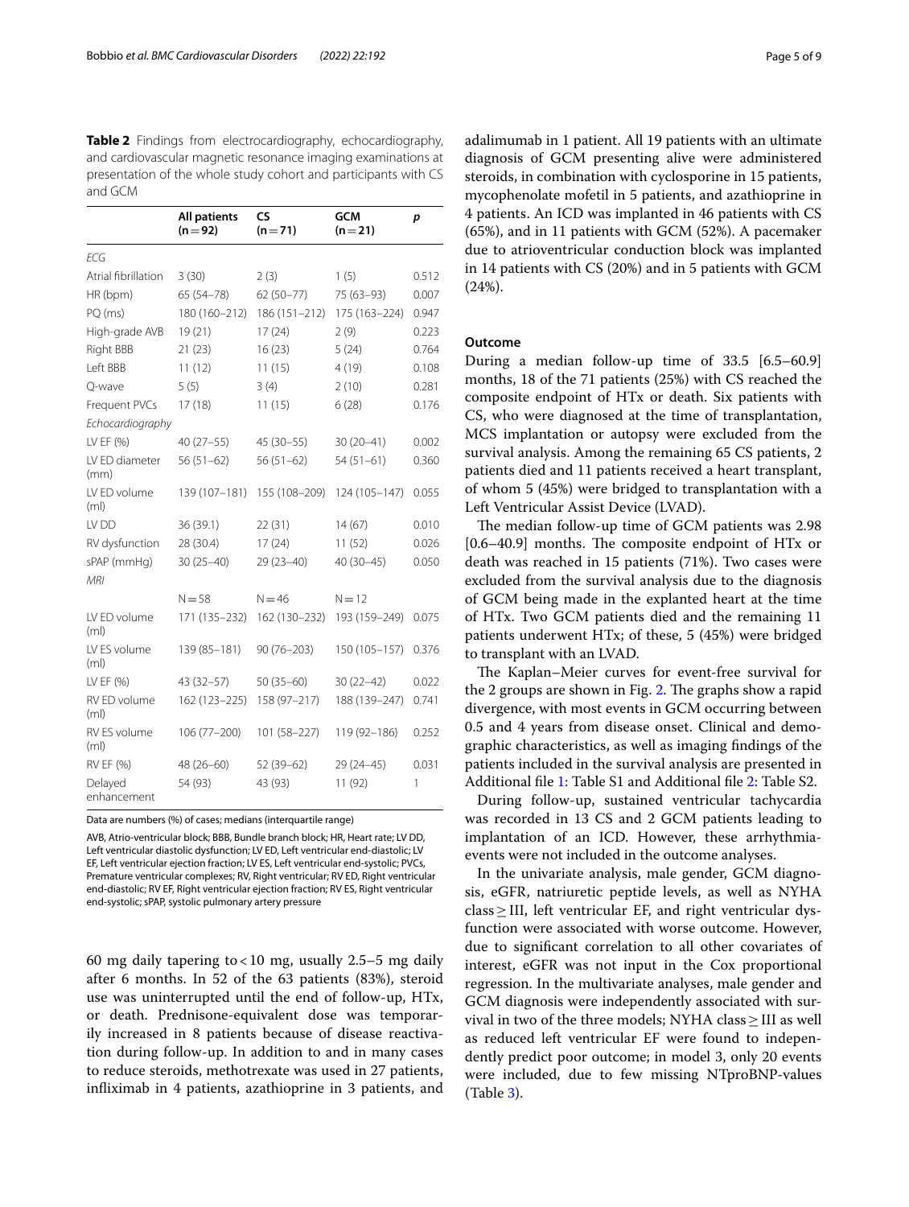**Table 2** Findings from electrocardiography, echocardiography, and cardiovascular magnetic resonance imaging examinations at presentation of the whole study cohort and participants with CS and GCM

| | All patients (n = 92) | CS (n = 71) | GCM (n = 21) | p |
|---|---|---|---|---|
| *ECG* | | | | |
| Atrial fibrillation | 3 (30) | 2 (3) | 1 (5) | 0.512 |
| HR (bpm) | 65 (54–78) | 62 (50–77) | 75 (63–93) | 0.007 |
| PQ (ms) | 180 (160–212) | 186 (151–212) | 175 (163–224) | 0.947 |
| High-grade AVB | 19 (21) | 17 (24) | 2 (9) | 0.223 |
| Right BBB | 21 (23) | 16 (23) | 5 (24) | 0.764 |
| Left BBB | 11 (12) | 11 (15) | 4 (19) | 0.108 |
| Q-wave | 5 (5) | 3 (4) | 2 (10) | 0.281 |
| Frequent PVCs | 17 (18) | 11 (15) | 6 (28) | 0.176 |
| *Echocardiography* | | | | |
| LV EF (%) | 40 (27–55) | 45 (30–55) | 30 (20–41) | 0.002 |
| LV ED diameter (mm) | 56 (51–62) | 56 (51–62) | 54 (51–61) | 0.360 |
| LV ED volume (ml) | 139 (107–181) | 155 (108–209) | 124 (105–147) | 0.055 |
| LV DD | 36 (39.1) | 22 (31) | 14 (67) | 0.010 |
| RV dysfunction | 28 (30.4) | 17 (24) | 11 (52) | 0.026 |
| sPAP (mmHg) | 30 (25–40) | 29 (23–40) | 40 (30–45) | 0.050 |
| *MRI* | | | | |
| | N = 58 | N = 46 | N = 12 | |
| LV ED volume (ml) | 171 (135–232) | 162 (130–232) | 193 (159–249) | 0.075 |
| LV ES volume (ml) | 139 (85–181) | 90 (76–203) | 150 (105–157) | 0.376 |
| LV EF (%) | 43 (32–57) | 50 (35–60) | 30 (22–42) | 0.022 |
| RV ED volume (ml) | 162 (123–225) | 158 (97–217) | 188 (139–247) | 0.741 |
| RV ES volume (ml) | 106 (77–200) | 101 (58–227) | 119 (92–186) | 0.252 |
| RV EF (%) | 48 (26–60) | 52 (39–62) | 29 (24–45) | 0.031 |
| Delayed enhancement | 54 (93) | 43 (93) | 11 (92) | 1 |

Data are numbers (%) of cases; medians (interquartile range)

AVB, Atrio-ventricular block; BBB, Bundle branch block; HR, Heart rate; LV DD, Left ventricular diastolic dysfunction; LV ED, Left ventricular end-diastolic; LV EF, Left ventricular ejection fraction; LV ES, Left ventricular end-systolic; PVCs, Premature ventricular complexes; RV, Right ventricular; RV ED, Right ventricular end-diastolic; RV EF, Right ventricular ejection fraction; RV ES, Right ventricular end-systolic; sPAP, systolic pulmonary artery pressure

60 mg daily tapering to < 10 mg, usually 2.5–5 mg daily after 6 months. In 52 of the 63 patients (83%), steroid use was uninterrupted until the end of follow-up, HTx, or death. Prednisone-equivalent dose was temporarily increased in 8 patients because of disease reactivation during follow-up. In addition to and in many cases to reduce steroids, methotrexate was used in 27 patients, infliximab in 4 patients, azathioprine in 3 patients, and adalimumab in 1 patient. All 19 patients with an ultimate diagnosis of GCM presenting alive were administered steroids, in combination with cyclosporine in 15 patients, mycophenolate mofetil in 5 patients, and azathioprine in 4 patients. An ICD was implanted in 46 patients with CS (65%), and in 11 patients with GCM (52%). A pacemaker due to atrioventricular conduction block was implanted in 14 patients with CS (20%) and in 5 patients with GCM (24%).

### Outcome

During a median follow-up time of 33.5 [6.5–60.9] months, 18 of the 71 patients (25%) with CS reached the composite endpoint of HTx or death. Six patients with CS, who were diagnosed at the time of transplantation, MCS implantation or autopsy were excluded from the survival analysis. Among the remaining 65 CS patients, 2 patients died and 11 patients received a heart transplant, of whom 5 (45%) were bridged to transplantation with a Left Ventricular Assist Device (LVAD).

The median follow-up time of GCM patients was 2.98 [0.6–40.9] months. The composite endpoint of HTx or death was reached in 15 patients (71%). Two cases were excluded from the survival analysis due to the diagnosis of GCM being made in the explanted heart at the time of HTx. Two GCM patients died and the remaining 11 patients underwent HTx; of these, 5 (45%) were bridged to transplant with an LVAD.

The Kaplan–Meier curves for event-free survival for the 2 groups are shown in Fig. 2. The graphs show a rapid divergence, with most events in GCM occurring between 0.5 and 4 years from disease onset. Clinical and demographic characteristics, as well as imaging findings of the patients included in the survival analysis are presented in Additional file 1: Table S1 and Additional file 2: Table S2.

During follow-up, sustained ventricular tachycardia was recorded in 13 CS and 2 GCM patients leading to implantation of an ICD. However, these arrhythmia-events were not included in the outcome analyses.

In the univariate analysis, male gender, GCM diagnosis, eGFR, natriuretic peptide levels, as well as NYHA class ≥ III, left ventricular EF, and right ventricular dysfunction were associated with worse outcome. However, due to significant correlation to all other covariates of interest, eGFR was not input in the Cox proportional regression. In the multivariate analyses, male gender and GCM diagnosis were independently associated with survival in two of the three models; NYHA class ≥ III as well as reduced left ventricular EF were found to independently predict poor outcome; in model 3, only 20 events were included, due to few missing NTproBNP-values (Table 3).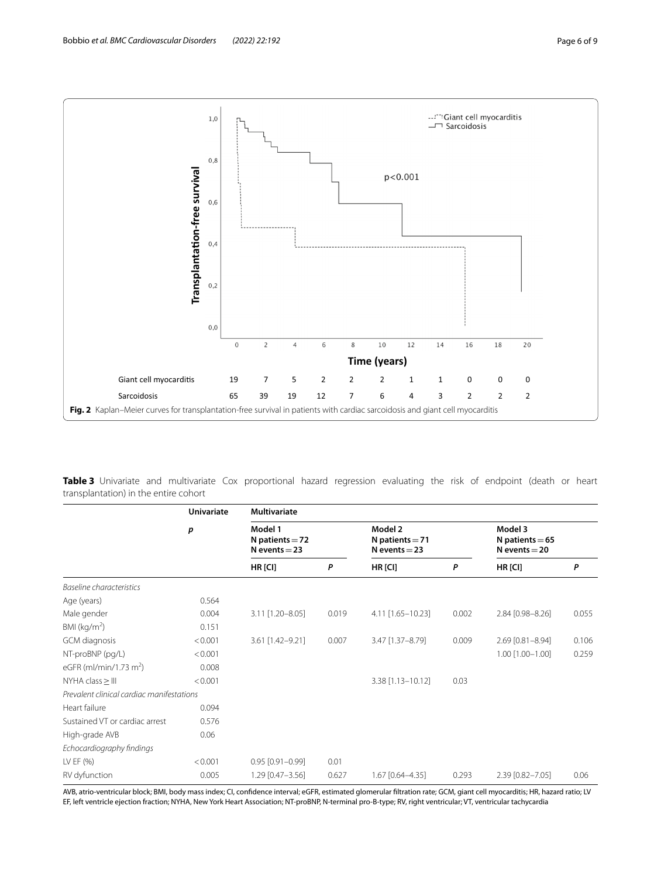**Fig. 2** Kaplan–Meier curves for transplantation-free survival in patients with cardiac sarcoidosis and giant cell myocarditis

**Table 3** Univariate and multivariate Cox proportional hazard regression evaluating the risk of endpoint (death or heart transplantation) in the entire cohort

| | **Univariate** | **Multivariate** | | | | | |
|---|---|---|---|---|---|---|---|
| | ***p*** | **Model 1 N patients = 72 N events = 23** | | **Model 2 N patients = 71 N events = 23** | | **Model 3 N patients = 65 N events = 20** | |
| | | **HR [CI]** | ***P*** | **HR [CI]** | ***P*** | **HR [CI]** | ***P*** |
| *Baseline characteristics* | | | | | | | |
| Age (years) | 0.564 | | | | | | |
| Male gender | 0.004 | 3.11 [1.20–8.05] | 0.019 | 4.11 [1.65–10.23] | 0.002 | 2.84 [0.98–8.26] | 0.055 |
| BMI (kg/m$^2$) | 0.151 | | | | | | |
| GCM diagnosis | < 0.001 | 3.61 [1.42–9.21] | 0.007 | 3.47 [1.37–8.79] | 0.009 | 2.69 [0.81–8.94] | 0.106 |
| NT-proBNP (pg/L) | < 0.001 | | | | | 1.00 [1.00–1.00] | 0.259 |
| eGFR (ml/min/1.73 m$^2$) | 0.008 | | | | | | |
| NYHA class ≥ III | < 0.001 | | | 3.38 [1.13–10.12] | 0.03 | | |
| *Prevalent clinical cardiac manifestations* | | | | | | | |
| Heart failure | 0.094 | | | | | | |
| Sustained VT or cardiac arrest | 0.576 | | | | | | |
| High-grade AVB | 0.06 | | | | | | |
| *Echocardiography findings* | | | | | | | |
| LV EF (%) | < 0.001 | 0.95 [0.91–0.99] | 0.01 | | | | |
| RV dysfunction | 0.005 | 1.29 [0.47–3.56] | 0.627 | 1.67 [0.64–4.35] | 0.293 | 2.39 [0.82–7.05] | 0.06 |

AVB, atrio-ventricular block; BMI, body mass index; CI, confidence interval; eGFR, estimated glomerular filtration rate; GCM, giant cell myocarditis; HR, hazard ratio; LV EF, left ventricle ejection fraction; NYHA, New York Heart Association; NT-proBNP, N-terminal pro-B-type; RV, right ventricular; VT, ventricular tachycardia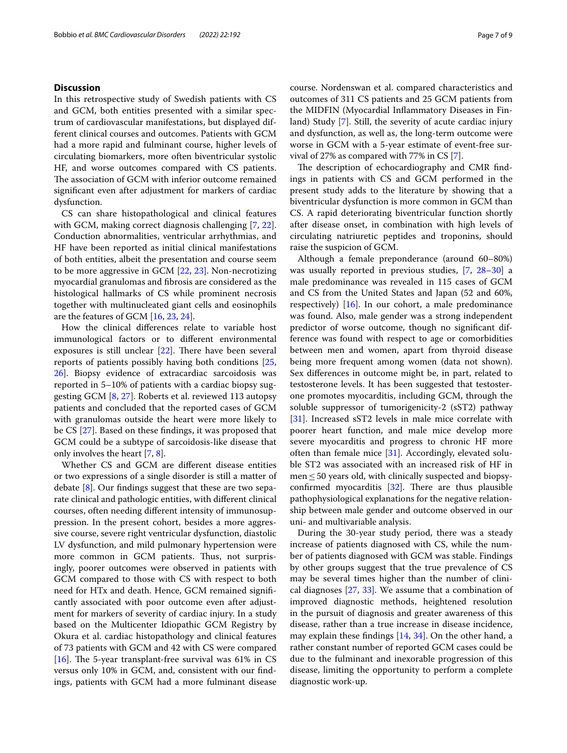## Discussion

In this retrospective study of Swedish patients with CS and GCM, both entities presented with a similar spectrum of cardiovascular manifestations, but displayed different clinical courses and outcomes. Patients with GCM had a more rapid and fulminant course, higher levels of circulating biomarkers, more often biventricular systolic HF, and worse outcomes compared with CS patients. The association of GCM with inferior outcome remained significant even after adjustment for markers of cardiac dysfunction.

CS can share histopathological and clinical features with GCM, making correct diagnosis challenging [7, 22]. Conduction abnormalities, ventricular arrhythmias, and HF have been reported as initial clinical manifestations of both entities, albeit the presentation and course seem to be more aggressive in GCM [22, 23]. Non-necrotizing myocardial granulomas and fibrosis are considered as the histological hallmarks of CS while prominent necrosis together with multinucleated giant cells and eosinophils are the features of GCM [16, 23, 24].

How the clinical differences relate to variable host immunological factors or to different environmental exposures is still unclear [22]. There have been several reports of patients possibly having both conditions [25, 26]. Biopsy evidence of extracardiac sarcoidosis was reported in 5–10% of patients with a cardiac biopsy suggesting GCM [8, 27]. Roberts et al. reviewed 113 autopsy patients and concluded that the reported cases of GCM with granulomas outside the heart were more likely to be CS [27]. Based on these findings, it was proposed that GCM could be a subtype of sarcoidosis-like disease that only involves the heart [7, 8].

Whether CS and GCM are different disease entities or two expressions of a single disorder is still a matter of debate [8]. Our findings suggest that these are two separate clinical and pathologic entities, with different clinical courses, often needing different intensity of immunosuppression. In the present cohort, besides a more aggressive course, severe right ventricular dysfunction, diastolic LV dysfunction, and mild pulmonary hypertension were more common in GCM patients. Thus, not surprisingly, poorer outcomes were observed in patients with GCM compared to those with CS with respect to both need for HTx and death. Hence, GCM remained significantly associated with poor outcome even after adjustment for markers of severity of cardiac injury. In a study based on the Multicenter Idiopathic GCM Registry by Okura et al. cardiac histopathology and clinical features of 73 patients with GCM and 42 with CS were compared [16]. The 5-year transplant-free survival was 61% in CS versus only 10% in GCM, and, consistent with our findings, patients with GCM had a more fulminant disease course. Nordenswan et al. compared characteristics and outcomes of 311 CS patients and 25 GCM patients from the MIDFIN (Myocardial Inflammatory Diseases in Finland) Study [7]. Still, the severity of acute cardiac injury and dysfunction, as well as, the long-term outcome were worse in GCM with a 5-year estimate of event-free survival of 27% as compared with 77% in CS [7].

The description of echocardiography and CMR findings in patients with CS and GCM performed in the present study adds to the literature by showing that a biventricular dysfunction is more common in GCM than CS. A rapid deteriorating biventricular function shortly after disease onset, in combination with high levels of circulating natriuretic peptides and troponins, should raise the suspicion of GCM.

Although a female preponderance (around 60–80%) was usually reported in previous studies, [7, 28–30] a male predominance was revealed in 115 cases of GCM and CS from the United States and Japan (52 and 60%, respectively) [16]. In our cohort, a male predominance was found. Also, male gender was a strong independent predictor of worse outcome, though no significant difference was found with respect to age or comorbidities between men and women, apart from thyroid disease being more frequent among women (data not shown). Sex differences in outcome might be, in part, related to testosterone levels. It has been suggested that testosterone promotes myocarditis, including GCM, through the soluble suppressor of tumorigenicity-2 (sST2) pathway [31]. Increased sST2 levels in male mice correlate with poorer heart function, and male mice develop more severe myocarditis and progress to chronic HF more often than female mice [31]. Accordingly, elevated soluble ST2 was associated with an increased risk of HF in men $\leq$ 50 years old, with clinically suspected and biopsy-confirmed myocarditis [32]. There are thus plausible pathophysiological explanations for the negative relationship between male gender and outcome observed in our uni- and multivariable analysis.

During the 30-year study period, there was a steady increase of patients diagnosed with CS, while the number of patients diagnosed with GCM was stable. Findings by other groups suggest that the true prevalence of CS may be several times higher than the number of clinical diagnoses [27, 33]. We assume that a combination of improved diagnostic methods, heightened resolution in the pursuit of diagnosis and greater awareness of this disease, rather than a true increase in disease incidence, may explain these findings [14, 34]. On the other hand, a rather constant number of reported GCM cases could be due to the fulminant and inexorable progression of this disease, limiting the opportunity to perform a complete diagnostic work-up.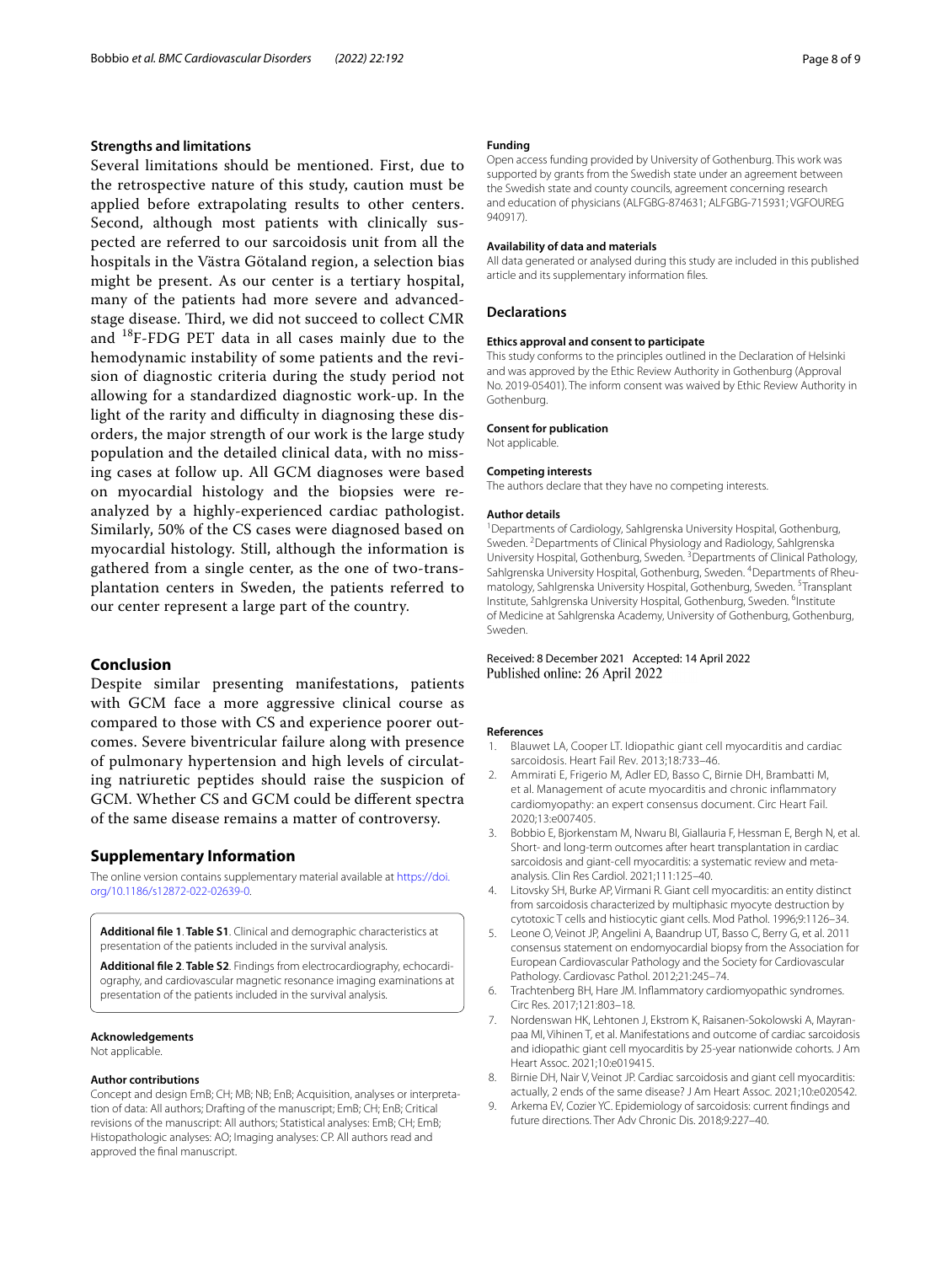### Strengths and limitations

Several limitations should be mentioned. First, due to the retrospective nature of this study, caution must be applied before extrapolating results to other centers. Second, although most patients with clinically suspected are referred to our sarcoidosis unit from all the hospitals in the Västra Götaland region, a selection bias might be present. As our center is a tertiary hospital, many of the patients had more severe and advanced-stage disease. Third, we did not succeed to collect CMR and $^{18}$F-FDG PET data in all cases mainly due to the hemodynamic instability of some patients and the revision of diagnostic criteria during the study period not allowing for a standardized diagnostic work-up. In the light of the rarity and difficulty in diagnosing these disorders, the major strength of our work is the large study population and the detailed clinical data, with no missing cases at follow up. All GCM diagnoses were based on myocardial histology and the biopsies were re-analyzed by a highly-experienced cardiac pathologist. Similarly, 50% of the CS cases were diagnosed based on myocardial histology. Still, although the information is gathered from a single center, as the one of two-transplantation centers in Sweden, the patients referred to our center represent a large part of the country.

## Conclusion

Despite similar presenting manifestations, patients with GCM face a more aggressive clinical course as compared to those with CS and experience poorer outcomes. Severe biventricular failure along with presence of pulmonary hypertension and high levels of circulating natriuretic peptides should raise the suspicion of GCM. Whether CS and GCM could be different spectra of the same disease remains a matter of controversy.

## Supplementary Information

The online version contains supplementary material available at https://doi.org/10.1186/s12872-022-02639-0.

**Additional file 1. Table S1**. Clinical and demographic characteristics at presentation of the patients included in the survival analysis.

**Additional file 2. Table S2**. Findings from electrocardiography, echocardiography, and cardiovascular magnetic resonance imaging examinations at presentation of the patients included in the survival analysis.

#### Acknowledgements

Not applicable.

#### Author contributions

Concept and design EmB; CH; MB; NB; EnB; Acquisition, analyses or interpretation of data: All authors; Drafting of the manuscript; EmB; CH; EnB; Critical revisions of the manuscript: All authors; Statistical analyses: EmB; CH; EmB; Histopathologic analyses: AO; Imaging analyses: CP. All authors read and approved the final manuscript.

#### Funding

Open access funding provided by University of Gothenburg. This work was supported by grants from the Swedish state under an agreement between the Swedish state and county councils, agreement concerning research and education of physicians (ALFGBG-874631; ALFGBG-715931; VGFOUREG 940917).

#### Availability of data and materials

All data generated or analysed during this study are included in this published article and its supplementary information files.

## Declarations

#### Ethics approval and consent to participate

This study conforms to the principles outlined in the Declaration of Helsinki and was approved by the Ethic Review Authority in Gothenburg (Approval No. 2019-05401). The inform consent was waived by Ethic Review Authority in Gothenburg.

#### Consent for publication

Not applicable.

#### Competing interests

The authors declare that they have no competing interests.

#### Author details

[1]Departments of Cardiology, Sahlgrenska University Hospital, Gothenburg, Sweden. [2]Departments of Clinical Physiology and Radiology, Sahlgrenska University Hospital, Gothenburg, Sweden. [3]Departments of Clinical Pathology, Sahlgrenska University Hospital, Gothenburg, Sweden. [4]Departments of Rheumatology, Sahlgrenska University Hospital, Gothenburg, Sweden. [5]Transplant Institute, Sahlgrenska University Hospital, Gothenburg, Sweden. [6]Institute of Medicine at Sahlgrenska Academy, University of Gothenburg, Gothenburg, Sweden.

Received: 8 December 2021 Accepted: 14 April 2022
Published online: 26 April 2022

#### References

1. Blauwet LA, Cooper LT. Idiopathic giant cell myocarditis and cardiac sarcoidosis. Heart Fail Rev. 2013;18:733–46.
2. Ammirati E, Frigerio M, Adler ED, Basso C, Birnie DH, Brambatti M, et al. Management of acute myocarditis and chronic inflammatory cardiomyopathy: an expert consensus document. Circ Heart Fail. 2020;13:e007405.
3. Bobbio E, Bjorkenstam M, Nwaru BI, Giallauria F, Hessman E, Bergh N, et al. Short- and long-term outcomes after heart transplantation in cardiac sarcoidosis and giant-cell myocarditis: a systematic review and meta-analysis. Clin Res Cardiol. 2021;111:125–40.
4. Litovsky SH, Burke AP, Virmani R. Giant cell myocarditis: an entity distinct from sarcoidosis characterized by multiphasic myocyte destruction by cytotoxic T cells and histiocytic giant cells. Mod Pathol. 1996;9:1126–34.
5. Leone O, Veinot JP, Angelini A, Baandrup UT, Basso C, Berry G, et al. 2011 consensus statement on endomyocardial biopsy from the Association for European Cardiovascular Pathology and the Society for Cardiovascular Pathology. Cardiovasc Pathol. 2012;21:245–74.
6. Trachtenberg BH, Hare JM. Inflammatory cardiomyopathic syndromes. Circ Res. 2017;121:803–18.
7. Nordenswan HK, Lehtonen J, Ekstrom K, Raisanen-Sokolowski A, Mayranpaa MI, Vihinen T, et al. Manifestations and outcome of cardiac sarcoidosis and idiopathic giant cell myocarditis by 25-year nationwide cohorts. J Am Heart Assoc. 2021;10:e019415.
8. Birnie DH, Nair V, Veinot JP. Cardiac sarcoidosis and giant cell myocarditis: actually, 2 ends of the same disease? J Am Heart Assoc. 2021;10:e020542.
9. Arkema EV, Cozier YC. Epidemiology of sarcoidosis: current findings and future directions. Ther Adv Chronic Dis. 2018;9:227–40.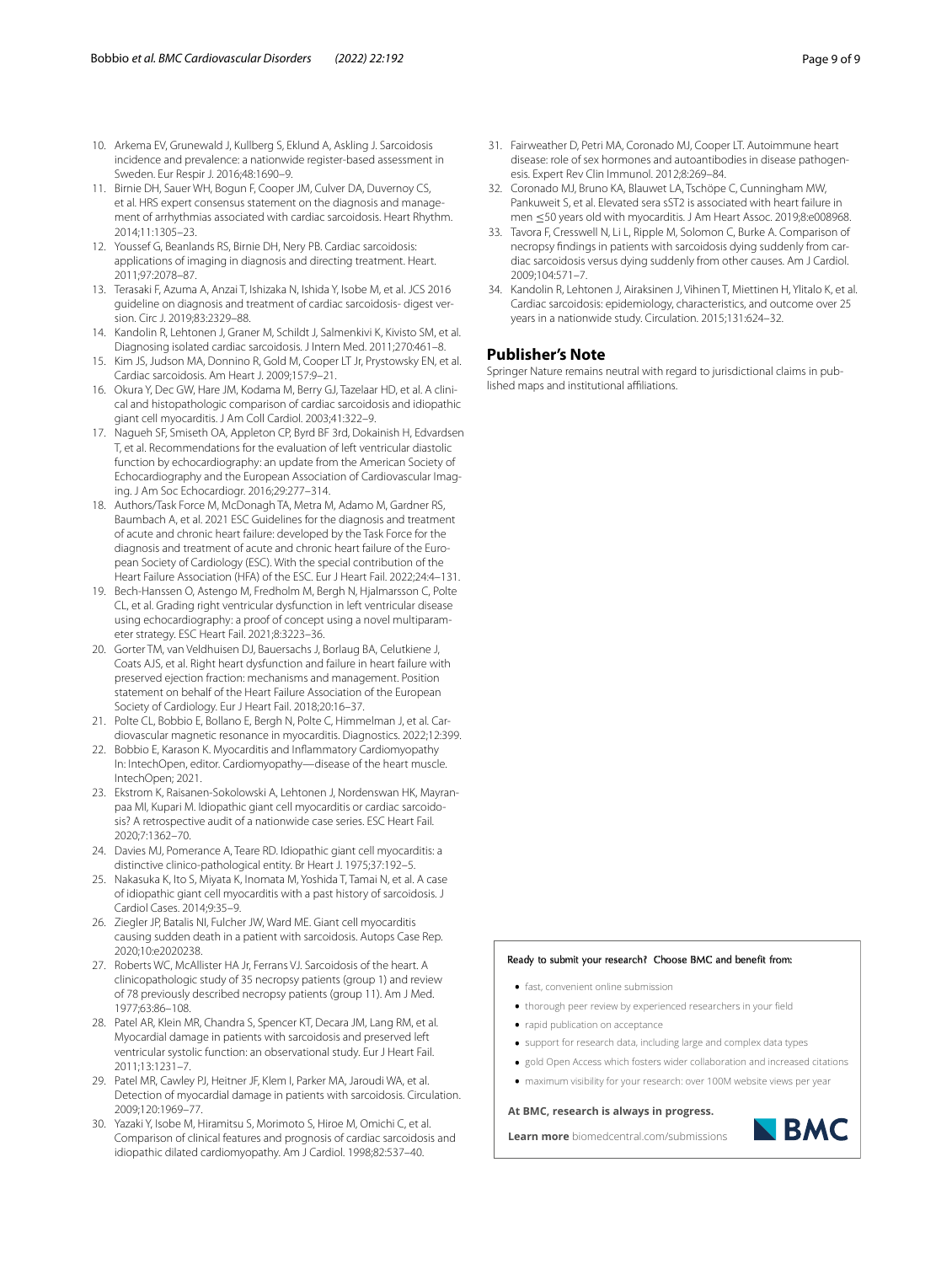10. Arkema EV, Grunewald J, Kullberg S, Eklund A, Askling J. Sarcoidosis incidence and prevalence: a nationwide register-based assessment in Sweden. Eur Respir J. 2016;48:1690–9.
11. Birnie DH, Sauer WH, Bogun F, Cooper JM, Culver DA, Duvernoy CS, et al. HRS expert consensus statement on the diagnosis and management of arrhythmias associated with cardiac sarcoidosis. Heart Rhythm. 2014;11:1305–23.
12. Youssef G, Beanlands RS, Birnie DH, Nery PB. Cardiac sarcoidosis: applications of imaging in diagnosis and directing treatment. Heart. 2011;97:2078–87.
13. Terasaki F, Azuma A, Anzai T, Ishizaka N, Ishida Y, Isobe M, et al. JCS 2016 guideline on diagnosis and treatment of cardiac sarcoidosis- digest version. Circ J. 2019;83:2329–88.
14. Kandolin R, Lehtonen J, Graner M, Schildt J, Salmenkivi K, Kivisto SM, et al. Diagnosing isolated cardiac sarcoidosis. J Intern Med. 2011;270:461–8.
15. Kim JS, Judson MA, Donnino R, Gold M, Cooper LT Jr, Prystowsky EN, et al. Cardiac sarcoidosis. Am Heart J. 2009;157:9–21.
16. Okura Y, Dec GW, Hare JM, Kodama M, Berry GJ, Tazelaar HD, et al. A clinical and histopathologic comparison of cardiac sarcoidosis and idiopathic giant cell myocarditis. J Am Coll Cardiol. 2003;41:322–9.
17. Nagueh SF, Smiseth OA, Appleton CP, Byrd BF 3rd, Dokainish H, Edvardsen T, et al. Recommendations for the evaluation of left ventricular diastolic function by echocardiography: an update from the American Society of Echocardiography and the European Association of Cardiovascular Imaging. J Am Soc Echocardiogr. 2016;29:277–314.
18. Authors/Task Force M, McDonagh TA, Metra M, Adamo M, Gardner RS, Baumbach A, et al. 2021 ESC Guidelines for the diagnosis and treatment of acute and chronic heart failure: developed by the Task Force for the diagnosis and treatment of acute and chronic heart failure of the European Society of Cardiology (ESC). With the special contribution of the Heart Failure Association (HFA) of the ESC. Eur J Heart Fail. 2022;24:4–131.
19. Bech-Hanssen O, Astengo M, Fredholm M, Bergh N, Hjalmarsson C, Polte CL, et al. Grading right ventricular dysfunction in left ventricular disease using echocardiography: a proof of concept using a novel multiparameter strategy. ESC Heart Fail. 2021;8:3223–36.
20. Gorter TM, van Veldhuisen DJ, Bauersachs J, Borlaug BA, Celutkiene J, Coats AJS, et al. Right heart dysfunction and failure in heart failure with preserved ejection fraction: mechanisms and management. Position statement on behalf of the Heart Failure Association of the European Society of Cardiology. Eur J Heart Fail. 2018;20:16–37.
21. Polte CL, Bobbio E, Bollano E, Bergh N, Polte C, Himmelman J, et al. Cardiovascular magnetic resonance in myocarditis. Diagnostics. 2022;12:399.
22. Bobbio E, Karason K. Myocarditis and Inflammatory Cardiomyopathy In: IntechOpen, editor. Cardiomyopathy—disease of the heart muscle. IntechOpen; 2021.
23. Ekstrom K, Raisanen-Sokolowski A, Lehtonen J, Nordenswan HK, Mayranpaa MI, Kupari M. Idiopathic giant cell myocarditis or cardiac sarcoidosis? A retrospective audit of a nationwide case series. ESC Heart Fail. 2020;7:1362–70.
24. Davies MJ, Pomerance A, Teare RD. Idiopathic giant cell myocarditis: a distinctive clinico-pathological entity. Br Heart J. 1975;37:192–5.
25. Nakasuka K, Ito S, Miyata K, Inomata M, Yoshida T, Tamai N, et al. A case of idiopathic giant cell myocarditis with a past history of sarcoidosis. J Cardiol Cases. 2014;9:35–9.
26. Ziegler JP, Batalis NI, Fulcher JW, Ward ME. Giant cell myocarditis causing sudden death in a patient with sarcoidosis. Autops Case Rep. 2020;10:e2020238.
27. Roberts WC, McAllister HA Jr, Ferrans VJ. Sarcoidosis of the heart. A clinicopathologic study of 35 necropsy patients (group 1) and review of 78 previously described necropsy patients (group 11). Am J Med. 1977;63:86–108.
28. Patel AR, Klein MR, Chandra S, Spencer KT, Decara JM, Lang RM, et al. Myocardial damage in patients with sarcoidosis and preserved left ventricular systolic function: an observational study. Eur J Heart Fail. 2011;13:1231–7.
29. Patel MR, Cawley PJ, Heitner JF, Klem I, Parker MA, Jaroudi WA, et al. Detection of myocardial damage in patients with sarcoidosis. Circulation. 2009;120:1969–77.
30. Yazaki Y, Isobe M, Hiramitsu S, Morimoto S, Hiroe M, Omichi C, et al. Comparison of clinical features and prognosis of cardiac sarcoidosis and idiopathic dilated cardiomyopathy. Am J Cardiol. 1998;82:537–40.
31. Fairweather D, Petri MA, Coronado MJ, Cooper LT. Autoimmune heart disease: role of sex hormones and autoantibodies in disease pathogenesis. Expert Rev Clin Immunol. 2012;8:269–84.
32. Coronado MJ, Bruno KA, Blauwet LA, Tschöpe C, Cunningham MW, Pankuweit S, et al. Elevated sera sST2 is associated with heart failure in men ≤50 years old with myocarditis. J Am Heart Assoc. 2019;8:e008968.
33. Tavora F, Cresswell N, Li L, Ripple M, Solomon C, Burke A. Comparison of necropsy findings in patients with sarcoidosis dying suddenly from cardiac sarcoidosis versus dying suddenly from other causes. Am J Cardiol. 2009;104:571–7.
34. Kandolin R, Lehtonen J, Airaksinen J, Vihinen T, Miettinen H, Ylitalo K, et al. Cardiac sarcoidosis: epidemiology, characteristics, and outcome over 25 years in a nationwide study. Circulation. 2015;131:624–32.

## Publisher's Note

Springer Nature remains neutral with regard to jurisdictional claims in published maps and institutional affiliations.

Ready to submit your research? Choose BMC and benefit from:

- fast, convenient online submission
- thorough peer review by experienced researchers in your field
- rapid publication on acceptance
- support for research data, including large and complex data types
- gold Open Access which fosters wider collaboration and increased citations
- maximum visibility for your research: over 100M website views per year

**At BMC, research is always in progress.**

**Learn more** biomedcentral.com/submissions